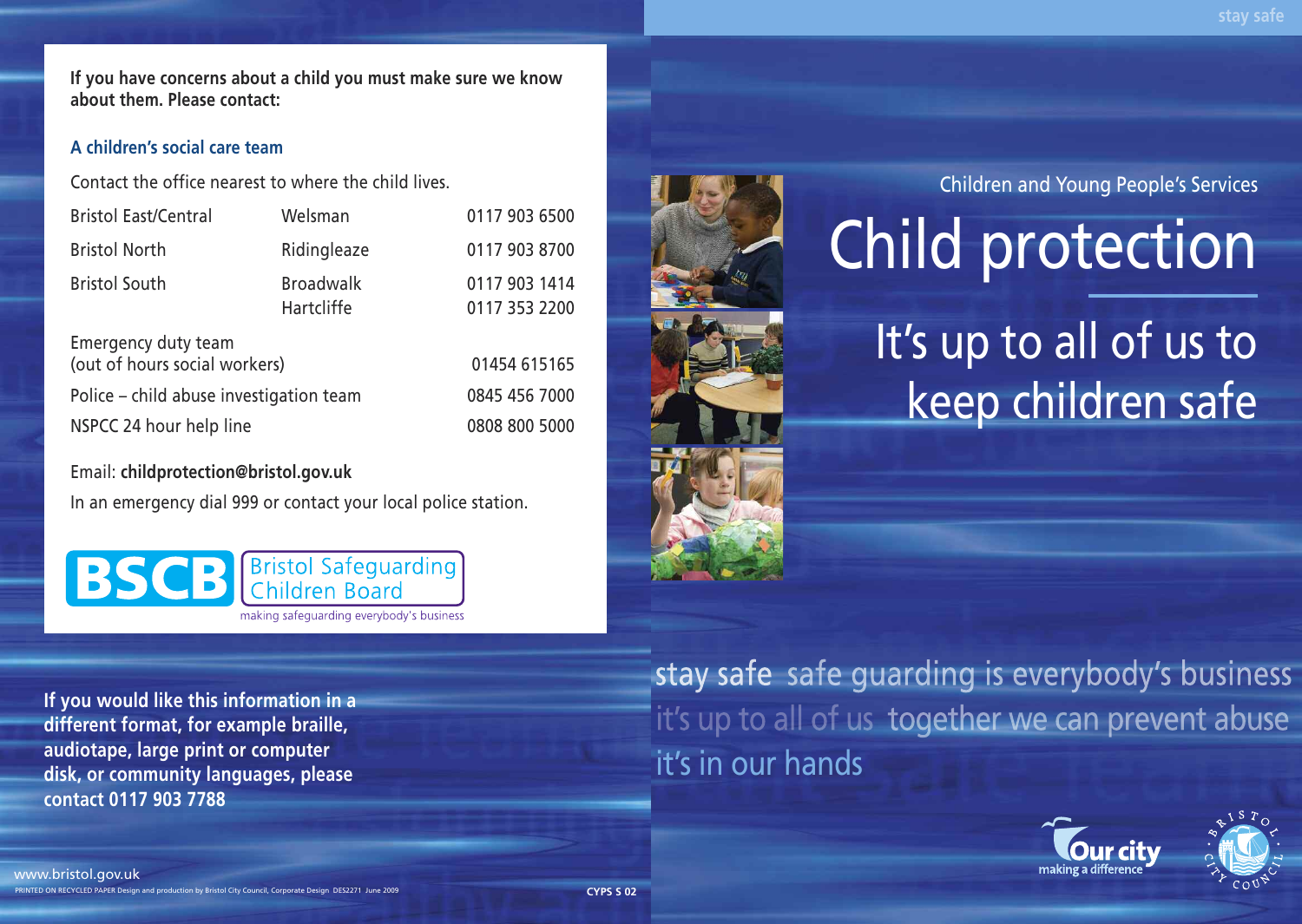**If you have concerns about a child you must make sure we know about them. Please contact:**

### A children's social care team

Contact the office nearest to where the child lives.

| | | |
|---|---|---|
| Bristol East/Central | Welsman | 0117 903 6500 |
| Bristol North | Ridingleaze | 0117 903 8700 |
| Bristol South | Broadwalk | 0117 903 1414 |
| | Hartcliffe | 0117 353 2200 |
| Emergency duty team (out of hours social workers) | | 01454 615165 |
| Police – child abuse investigation team | | 0845 456 7000 |
| NSPCC 24 hour help line | | 0808 800 5000 |

Email: **childprotection@bristol.gov.uk**

In an emergency dial 999 or contact your local police station.

BSCB Bristol Safeguarding Children Board

making safeguarding everybody's business

**If you would like this information in a different format, for example braille, audiotape, large print or computer disk, or community languages, please contact 0117 903 7788**

www.bristol.gov.uk

PRINTED ON RECYCLED PAPER Design and production by Bristol City Council, Corporate Design DES2271 June 2009

CYPS S 02

Children and Young People's Services

# Child protection

## It's up to all of us to keep children safe

stay safe safe guarding is everybody's business

it's up to all of us together we can prevent abuse

it's in our hands

Our city making a difference

Bristol City Council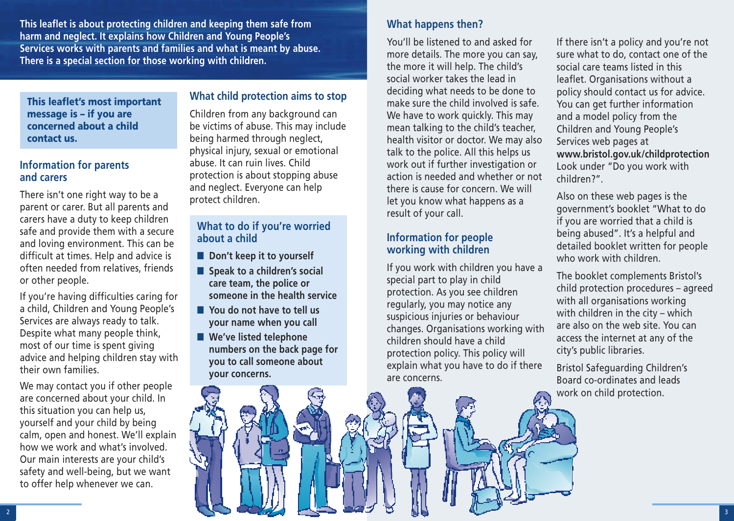**This leaflet is about protecting children and keeping them safe from harm and neglect. It explains how Children and Young People's Services works with parents and families and what is meant by abuse. There is a special section for those working with children.**

**This leaflet's most important message is – if you are concerned about a child contact us.**

## Information for parents and carers

There isn't one right way to be a parent or carer. But all parents and carers have a duty to keep children safe and provide them with a secure and loving environment. This can be difficult at times. Help and advice is often needed from relatives, friends or other people.

If you're having difficulties caring for a child, Children and Young People's Services are always ready to talk. Despite what many people think, most of our time is spent giving advice and helping children stay with their own families.

We may contact you if other people are concerned about your child. In this situation you can help us, yourself and your child by being calm, open and honest. We'll explain how we work and what's involved. Our main interests are your child's safety and well-being, but we want to offer help whenever we can.

## What child protection aims to stop

Children from any background can be victims of abuse. This may include being harmed through neglect, physical injury, sexual or emotional abuse. It can ruin lives. Child protection is about stopping abuse and neglect. Everyone can help protect children.

## What to do if you're worried about a child

- **Don't keep it to yourself**
- **Speak to a children's social care team, the police or someone in the health service**
- **You do not have to tell us your name when you call**
- **We've listed telephone numbers on the back page for you to call someone about your concerns.**

## What happens then?

You'll be listened to and asked for more details. The more you can say, the more it will help. The child's social worker takes the lead in deciding what needs to be done to make sure the child involved is safe. We have to work quickly. This may mean talking to the child's teacher, health visitor or doctor. We may also talk to the police. All this helps us work out if further investigation or action is needed and whether or not there is cause for concern. We will let you know what happens as a result of your call.

## Information for people working with children

If you work with children you have a special part to play in child protection. As you see children regularly, you may notice any suspicious injuries or behaviour changes. Organisations working with children should have a child protection policy. This policy will explain what you have to do if there are concerns.

If there isn't a policy and you're not sure what to do, contact one of the social care teams listed in this leaflet. Organisations without a policy should contact us for advice. You can get further information and a model policy from the Children and Young People's Services web pages at **www.bristol.gov.uk/childprotection** Look under "Do you work with children?".

Also on these web pages is the government's booklet "What to do if you are worried that a child is being abused". It's a helpful and detailed booklet written for people who work with children.

The booklet complements Bristol's child protection procedures – agreed with all organisations working with children in the city – which are also on the web site. You can access the internet at any of the city's public libraries.

Bristol Safeguarding Children's Board co-ordinates and leads work on child protection.